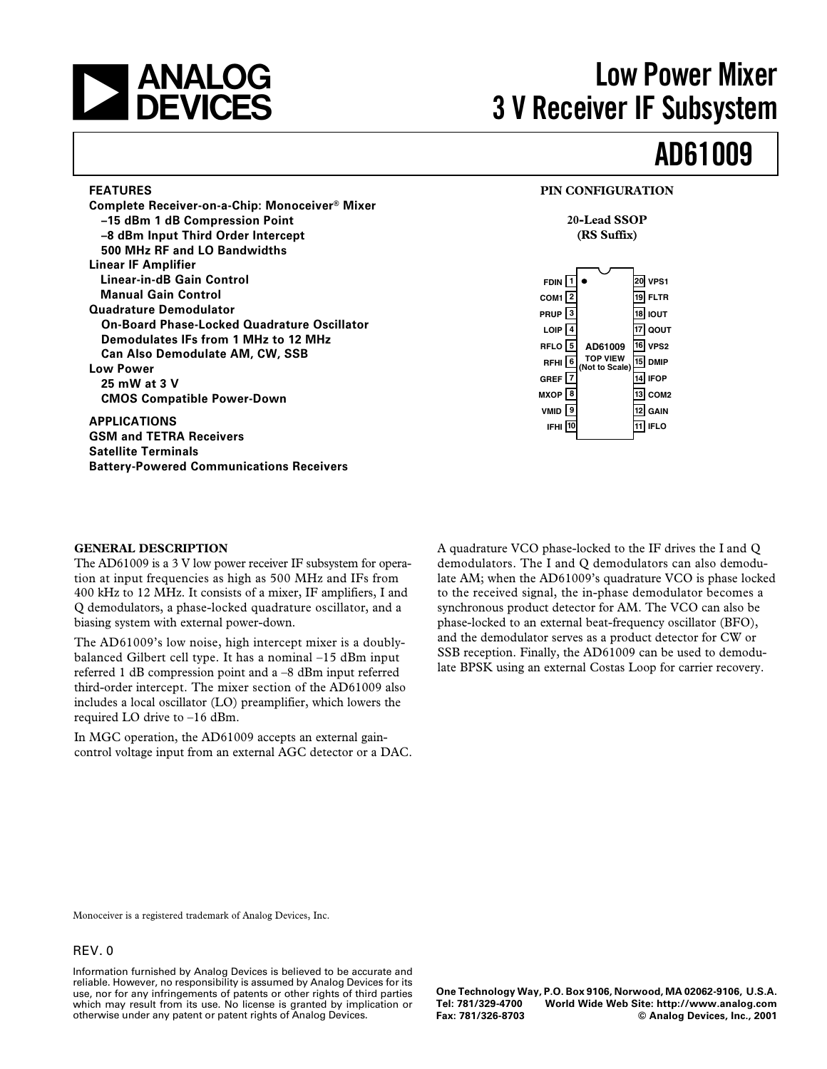# Low Power Mixer 3 V Receiver IF Subsystem

# AD61009

## FEATURES

**Complete Receiver-on-a-Chip: Monoceiver® Mixer**
- **–15 dBm 1 dB Compression Point**
- **–8 dBm Input Third Order Intercept**
- **500 MHz RF and LO Bandwidths**

**Linear IF Amplifier**
- **Linear-in-dB Gain Control**
- **Manual Gain Control**

**Quadrature Demodulator**
- **On-Board Phase-Locked Quadrature Oscillator**
- **Demodulates IFs from 1 MHz to 12 MHz**
- **Can Also Demodulate AM, CW, SSB**

**Low Power**
- **25 mW at 3 V**
- **CMOS Compatible Power-Down**

## APPLICATIONS

**GSM and TETRA Receivers**
**Satellite Terminals**
**Battery-Powered Communications Receivers**

## PIN CONFIGURATION

**20-Lead SSOP (RS Suffix)**

AD61009 TOP VIEW (Not to Scale)

| Pin | Name | Pin | Name |
|---|---|---|---|
| 1 | FDIN | 20 | VPS1 |
| 2 | COM1 | 19 | FLTR |
| 3 | PRUP | 18 | IOUT |
| 4 | LOIP | 17 | QOUT |
| 5 | RFLO | 16 | VPS2 |
| 6 | RFHI | 15 | DMIP |
| 7 | GREF | 14 | IFOP |
| 8 | MXOP | 13 | COM2 |
| 9 | VMID | 12 | GAIN |
| 10 | IFHI | 11 | IFLO |

## GENERAL DESCRIPTION

The AD61009 is a 3 V low power receiver IF subsystem for operation at input frequencies as high as 500 MHz and IFs from 400 kHz to 12 MHz. It consists of a mixer, IF amplifiers, I and Q demodulators, a phase-locked quadrature oscillator, and a biasing system with external power-down.

The AD61009's low noise, high intercept mixer is a doubly-balanced Gilbert cell type. It has a nominal –15 dBm input referred 1 dB compression point and a –8 dBm input referred third-order intercept. The mixer section of the AD61009 also includes a local oscillator (LO) preamplifier, which lowers the required LO drive to –16 dBm.

In MGC operation, the AD61009 accepts an external gain-control voltage input from an external AGC detector or a DAC.

A quadrature VCO phase-locked to the IF drives the I and Q demodulators. The I and Q demodulators can also demodulate AM; when the AD61009's quadrature VCO is phase locked to the received signal, the in-phase demodulator becomes a synchronous product detector for AM. The VCO can also be phase-locked to an external beat-frequency oscillator (BFO), and the demodulator serves as a product detector for CW or SSB reception. Finally, the AD61009 can be used to demodulate BPSK using an external Costas Loop for carrier recovery.

Monoceiver is a registered trademark of Analog Devices, Inc.

REV. 0

Information furnished by Analog Devices is believed to be accurate and reliable. However, no responsibility is assumed by Analog Devices for its use, nor for any infringements of patents or other rights of third parties which may result from its use. No license is granted by implication or otherwise under any patent or patent rights of Analog Devices.

One Technology Way, P.O. Box 9106, Norwood, MA 02062-9106, U.S.A.
Tel: 781/329-4700 World Wide Web Site: http://www.analog.com
Fax: 781/326-8703 © Analog Devices, Inc., 2001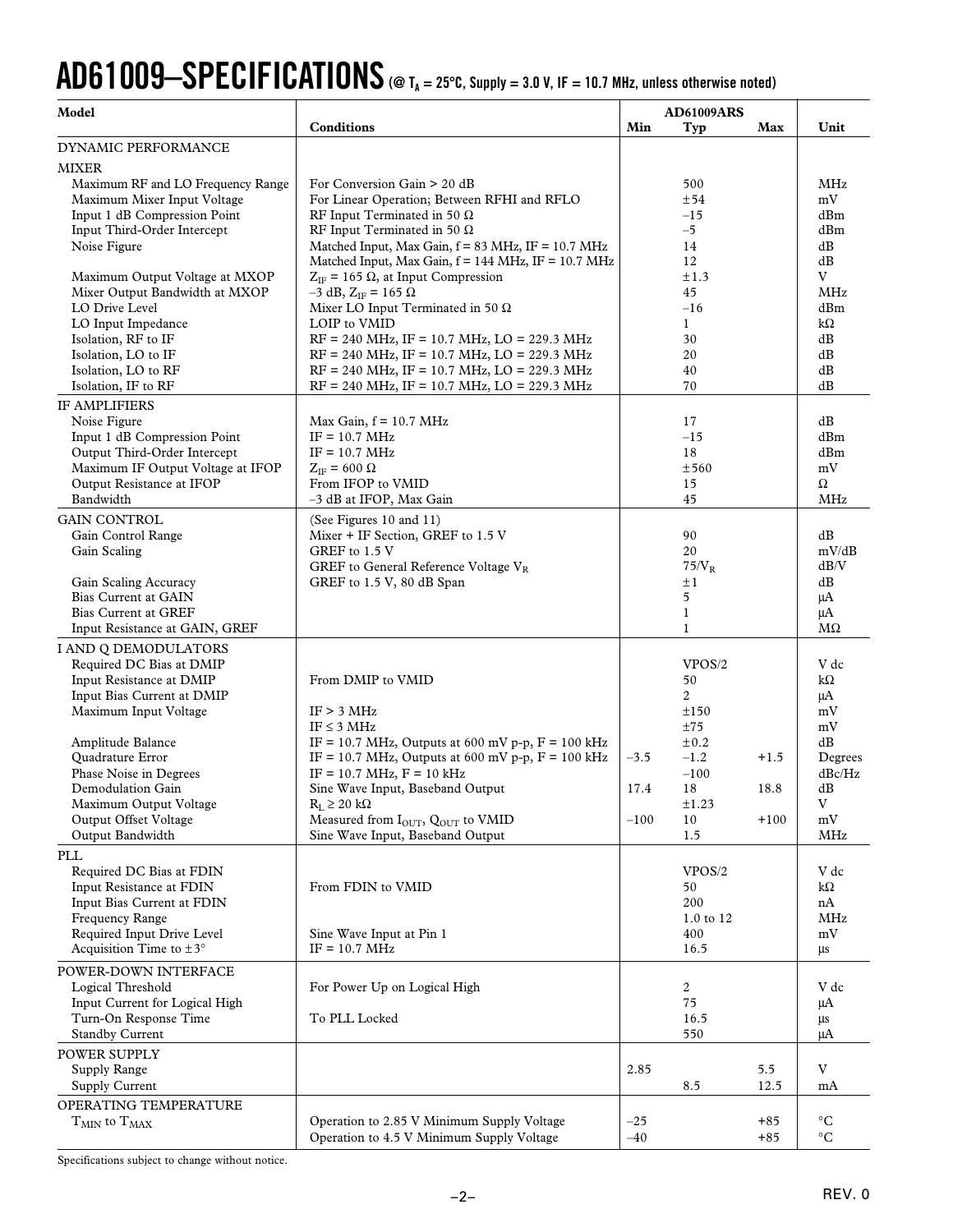# AD61009–SPECIFICATIONS (@ $T_A$ = 25°C, Supply = 3.0 V, IF = 10.7 MHz, unless otherwise noted)

| Model | Conditions | AD61009ARS Min | Typ | Max | Unit |
|---|---|---|---|---|---|
| **DYNAMIC PERFORMANCE** | | | | | |
| **MIXER** | | | | | |
| Maximum RF and LO Frequency Range | For Conversion Gain > 20 dB | | 500 | | MHz |
| Maximum Mixer Input Voltage | For Linear Operation; Between RFHI and RFLO | | ±54 | | mV |
| Input 1 dB Compression Point | RF Input Terminated in 50 Ω | | –15 | | dBm |
| Input Third-Order Intercept | RF Input Terminated in 50 Ω | | –5 | | dBm |
| Noise Figure | Matched Input, Max Gain, f = 83 MHz, IF = 10.7 MHz | | 14 | | dB |
| | Matched Input, Max Gain, f = 144 MHz, IF = 10.7 MHz | | 12 | | dB |
| Maximum Output Voltage at MXOP | $Z_{IF}$ = 165 Ω, at Input Compression | | ±1.3 | | V |
| Mixer Output Bandwidth at MXOP | –3 dB, $Z_{IF}$ = 165 Ω | | 45 | | MHz |
| LO Drive Level | Mixer LO Input Terminated in 50 Ω | | –16 | | dBm |
| LO Input Impedance | LOIP to VMID | | 1 | | kΩ |
| Isolation, RF to IF | RF = 240 MHz, IF = 10.7 MHz, LO = 229.3 MHz | | 30 | | dB |
| Isolation, LO to IF | RF = 240 MHz, IF = 10.7 MHz, LO = 229.3 MHz | | 20 | | dB |
| Isolation, LO to RF | RF = 240 MHz, IF = 10.7 MHz, LO = 229.3 MHz | | 40 | | dB |
| Isolation, IF to RF | RF = 240 MHz, IF = 10.7 MHz, LO = 229.3 MHz | | 70 | | dB |
| **IF AMPLIFIERS** | | | | | |
| Noise Figure | Max Gain, f = 10.7 MHz | | 17 | | dB |
| Input 1 dB Compression Point | IF = 10.7 MHz | | –15 | | dBm |
| Output Third-Order Intercept | IF = 10.7 MHz | | 18 | | dBm |
| Maximum IF Output Voltage at IFOP | $Z_{IF}$ = 600 Ω | | ±560 | | mV |
| Output Resistance at IFOP | From IFOP to VMID | | 15 | | Ω |
| Bandwidth | –3 dB at IFOP, Max Gain | | 45 | | MHz |
| **GAIN CONTROL** | (See Figures 10 and 11) | | | | |
| Gain Control Range | Mixer + IF Section, GREF to 1.5 V | | 90 | | dB |
| Gain Scaling | GREF to 1.5 V | | 20 | | mV/dB |
| | GREF to General Reference Voltage $V_R$ | | $75/V_R$ | | dB/V |
| Gain Scaling Accuracy | GREF to 1.5 V, 80 dB Span | | ±1 | | dB |
| Bias Current at GAIN | | | 5 | | µA |
| Bias Current at GREF | | | 1 | | µA |
| Input Resistance at GAIN, GREF | | | 1 | | MΩ |
| **I AND Q DEMODULATORS** | | | | | |
| Required DC Bias at DMIP | | | VPOS/2 | | V dc |
| Input Resistance at DMIP | From DMIP to VMID | | 50 | | kΩ |
| Input Bias Current at DMIP | | | 2 | | µA |
| Maximum Input Voltage | IF > 3 MHz | | ±150 | | mV |
| | IF ≤ 3 MHz | | ±75 | | mV |
| Amplitude Balance | IF = 10.7 MHz, Outputs at 600 mV p-p, F = 100 kHz | | ±0.2 | | dB |
| Quadrature Error | IF = 10.7 MHz, Outputs at 600 mV p-p, F = 100 kHz | –3.5 | –1.2 | +1.5 | Degrees |
| Phase Noise in Degrees | IF = 10.7 MHz, F = 10 kHz | | –100 | | dBc/Hz |
| Demodulation Gain | Sine Wave Input, Baseband Output | 17.4 | 18 | 18.8 | dB |
| Maximum Output Voltage | $R_L$ ≥ 20 kΩ | | ±1.23 | | V |
| Output Offset Voltage | Measured from $I_{OUT}$, $Q_{OUT}$ to VMID | –100 | 10 | +100 | mV |
| Output Bandwidth | Sine Wave Input, Baseband Output | | 1.5 | | MHz |
| **PLL** | | | | | |
| Required DC Bias at FDIN | | | VPOS/2 | | V dc |
| Input Resistance at FDIN | From FDIN to VMID | | 50 | | kΩ |
| Input Bias Current at FDIN | | | 200 | | nA |
| Frequency Range | | | 1.0 to 12 | | MHz |
| Required Input Drive Level | Sine Wave Input at Pin 1 | | 400 | | mV |
| Acquisition Time to ±3° | IF = 10.7 MHz | | 16.5 | | µs |
| **POWER-DOWN INTERFACE** | | | | | |
| Logical Threshold | For Power Up on Logical High | | 2 | | V dc |
| Input Current for Logical High | | | 75 | | µA |
| Turn-On Response Time | To PLL Locked | | 16.5 | | µs |
| Standby Current | | | 550 | | µA |
| **POWER SUPPLY** | | | | | |
| Supply Range | | 2.85 | | 5.5 | V |
| Supply Current | | | 8.5 | 12.5 | mA |
| **OPERATING TEMPERATURE** | | | | | |
| $T_{MIN}$ to $T_{MAX}$ | Operation to 2.85 V Minimum Supply Voltage | –25 | | +85 | °C |
| | Operation to 4.5 V Minimum Supply Voltage | –40 | | +85 | °C |

Specifications subject to change without notice.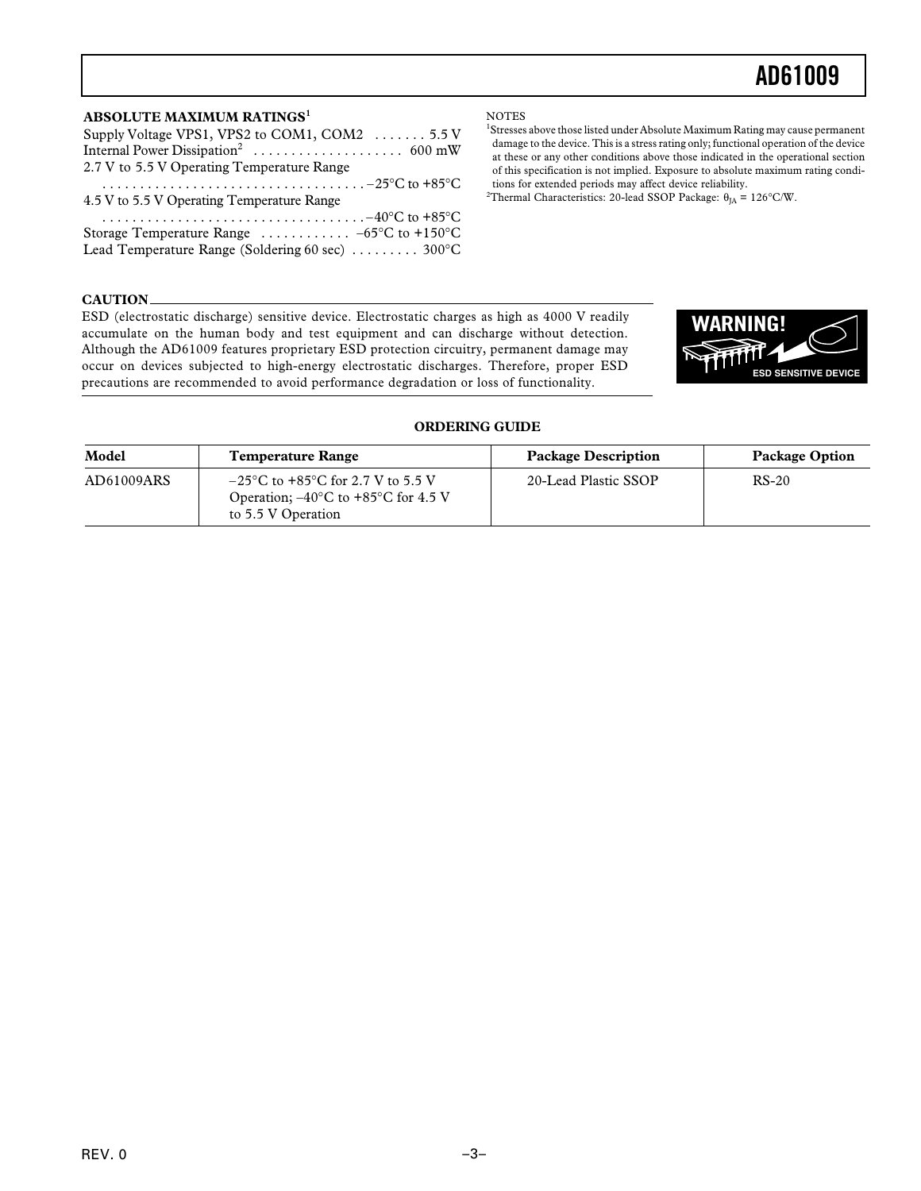## ABSOLUTE MAXIMUM RATINGS[1]

Supply Voltage VPS1, VPS2 to COM1, COM2 . . . . . . . 5.5 V
Internal Power Dissipation[2] . . . . . . . . . . . . . . . . . . . . 600 mW
2.7 V to 5.5 V Operating Temperature Range
. . . . . . . . . . . . . . . . . . . . . . . . . . . . . . . . . . . –25°C to +85°C
4.5 V to 5.5 V Operating Temperature Range
. . . . . . . . . . . . . . . . . . . . . . . . . . . . . . . . . . . –40°C to +85°C
Storage Temperature Range . . . . . . . . . . . . –65°C to +150°C
Lead Temperature Range (Soldering 60 sec) . . . . . . . . . 300°C

NOTES

[1]Stresses above those listed under Absolute Maximum Rating may cause permanent damage to the device. This is a stress rating only; functional operation of the device at these or any other conditions above those indicated in the operational section of this specification is not implied. Exposure to absolute maximum rating conditions for extended periods may affect device reliability.

[2]Thermal Characteristics: 20-lead SSOP Package: $\theta_{JA}$ = 126°C/W.

**CAUTION**

ESD (electrostatic discharge) sensitive device. Electrostatic charges as high as 4000 V readily accumulate on the human body and test equipment and can discharge without detection. Although the AD61009 features proprietary ESD protection circuitry, permanent damage may occur on devices subjected to high-energy electrostatic discharges. Therefore, proper ESD precautions are recommended to avoid performance degradation or loss of functionality.

WARNING!
ESD SENSITIVE DEVICE

## ORDERING GUIDE

| Model | Temperature Range | Package Description | Package Option |
|---|---|---|---|
| AD61009ARS | –25°C to +85°C for 2.7 V to 5.5 V Operation; –40°C to +85°C for 4.5 V to 5.5 V Operation | 20-Lead Plastic SSOP | RS-20 |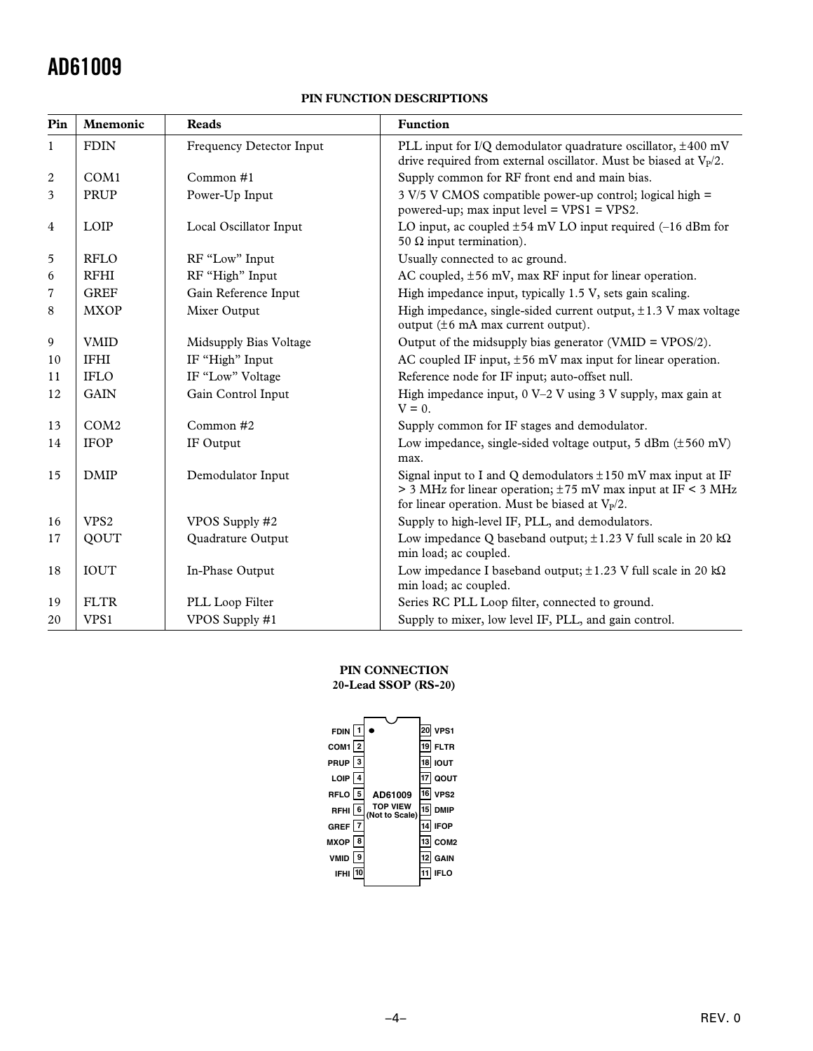## PIN FUNCTION DESCRIPTIONS

| Pin | Mnemonic | Reads | Function |
|---|---|---|---|
| 1 | FDIN | Frequency Detector Input | PLL input for I/Q demodulator quadrature oscillator, ±400 mV drive required from external oscillator. Must be biased at $V_P/2$. |
| 2 | COM1 | Common #1 | Supply common for RF front end and main bias. |
| 3 | PRUP | Power-Up Input | 3 V/5 V CMOS compatible power-up control; logical high = powered-up; max input level = VPS1 = VPS2. |
| 4 | LOIP | Local Oscillator Input | LO input, ac coupled ±54 mV LO input required (–16 dBm for 50 Ω input termination). |
| 5 | RFLO | RF "Low" Input | Usually connected to ac ground. |
| 6 | RFHI | RF "High" Input | AC coupled, ±56 mV, max RF input for linear operation. |
| 7 | GREF | Gain Reference Input | High impedance input, typically 1.5 V, sets gain scaling. |
| 8 | MXOP | Mixer Output | High impedance, single-sided current output, ±1.3 V max voltage output (±6 mA max current output). |
| 9 | VMID | Midsupply Bias Voltage | Output of the midsupply bias generator (VMID = VPOS/2). |
| 10 | IFHI | IF "High" Input | AC coupled IF input, ±56 mV max input for linear operation. |
| 11 | IFLO | IF "Low" Voltage | Reference node for IF input; auto-offset null. |
| 12 | GAIN | Gain Control Input | High impedance input, 0 V–2 V using 3 V supply, max gain at V = 0. |
| 13 | COM2 | Common #2 | Supply common for IF stages and demodulator. |
| 14 | IFOP | IF Output | Low impedance, single-sided voltage output, 5 dBm (±560 mV) max. |
| 15 | DMIP | Demodulator Input | Signal input to I and Q demodulators ±150 mV max input at IF > 3 MHz for linear operation; ±75 mV max input at IF < 3 MHz for linear operation. Must be biased at $V_P/2$. |
| 16 | VPS2 | VPOS Supply #2 | Supply to high-level IF, PLL, and demodulators. |
| 17 | QOUT | Quadrature Output | Low impedance Q baseband output; ±1.23 V full scale in 20 kΩ min load; ac coupled. |
| 18 | IOUT | In-Phase Output | Low impedance I baseband output; ±1.23 V full scale in 20 kΩ min load; ac coupled. |
| 19 | FLTR | PLL Loop Filter | Series RC PLL Loop filter, connected to ground. |
| 20 | VPS1 | VPOS Supply #1 | Supply to mixer, low level IF, PLL, and gain control. |

## PIN CONNECTION
**20-Lead SSOP (RS-20)**

| Left Pin | No. | No. | Right Pin |
|---|---|---|---|
| FDIN | 1 | 20 | VPS1 |
| COM1 | 2 | 19 | FLTR |
| PRUP | 3 | 18 | IOUT |
| LOIP | 4 | 17 | QOUT |
| RFLO | 5 | 16 | VPS2 |
| RFHI | 6 | 15 | DMIP |
| GREF | 7 | 14 | IFOP |
| MXOP | 8 | 13 | COM2 |
| VMID | 9 | 12 | GAIN |
| IFHI | 10 | 11 | IFLO |

AD61009 TOP VIEW (Not to Scale)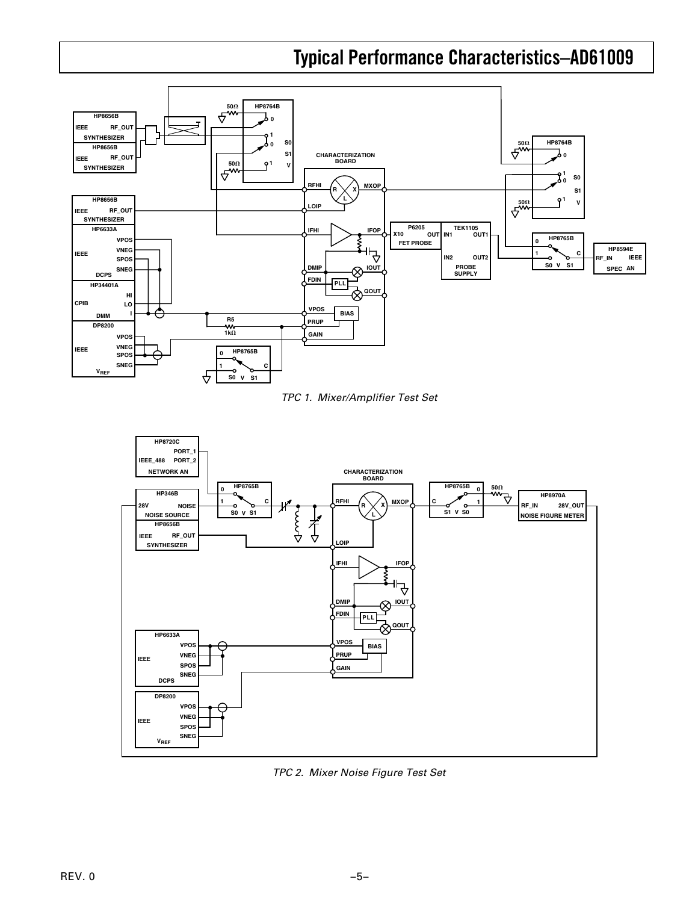# Typical Performance Characteristics–AD61009

*TPC 1. Mixer/Amplifier Test Set*

*TPC 2. Mixer Noise Figure Test Set*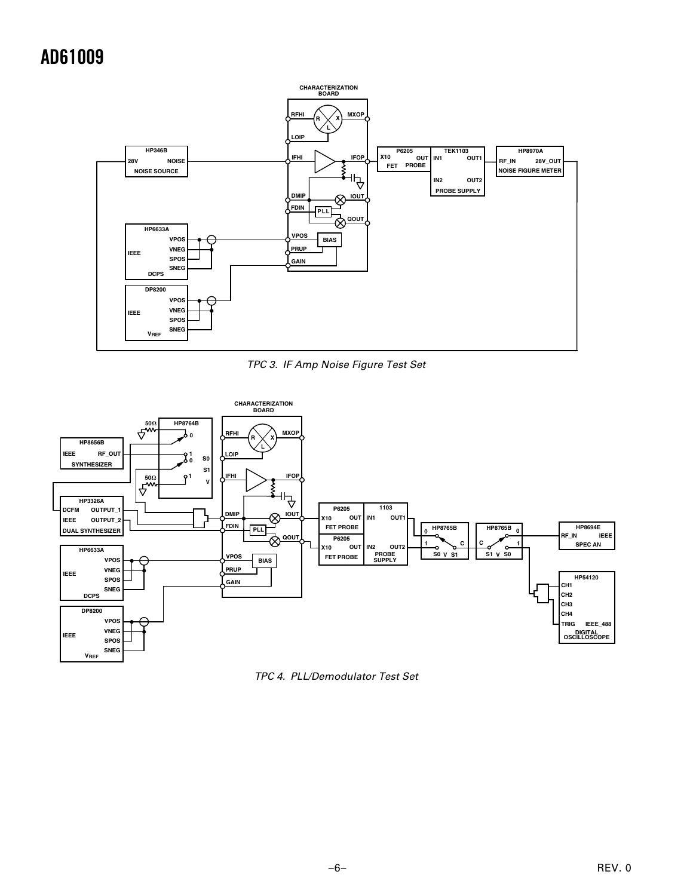TPC 3. IF Amp Noise Figure Test Set

TPC 4. PLL/Demodulator Test Set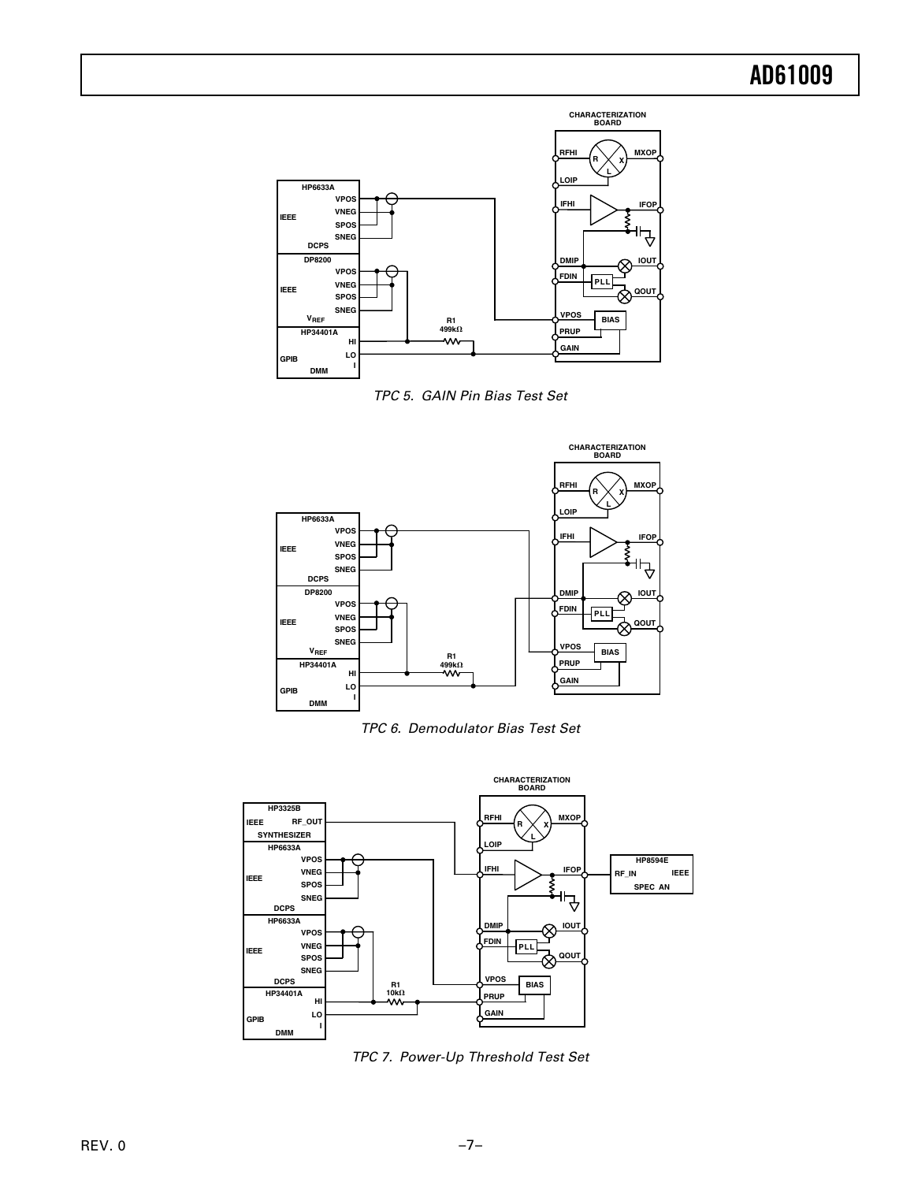TPC 5. GAIN Pin Bias Test Set

TPC 6. Demodulator Bias Test Set

TPC 7. Power-Up Threshold Test Set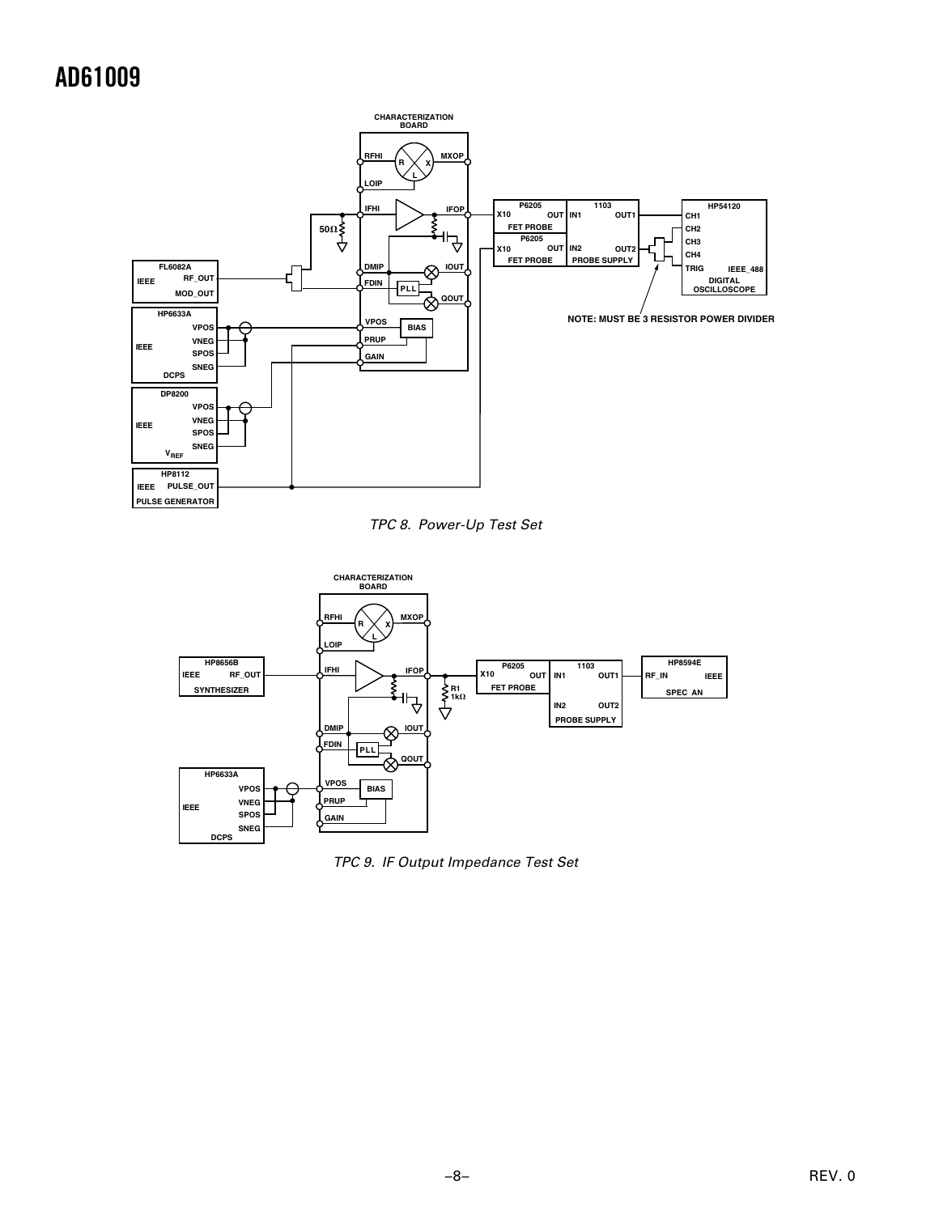TPC 8. Power-Up Test Set

TPC 9. IF Output Impedance Test Set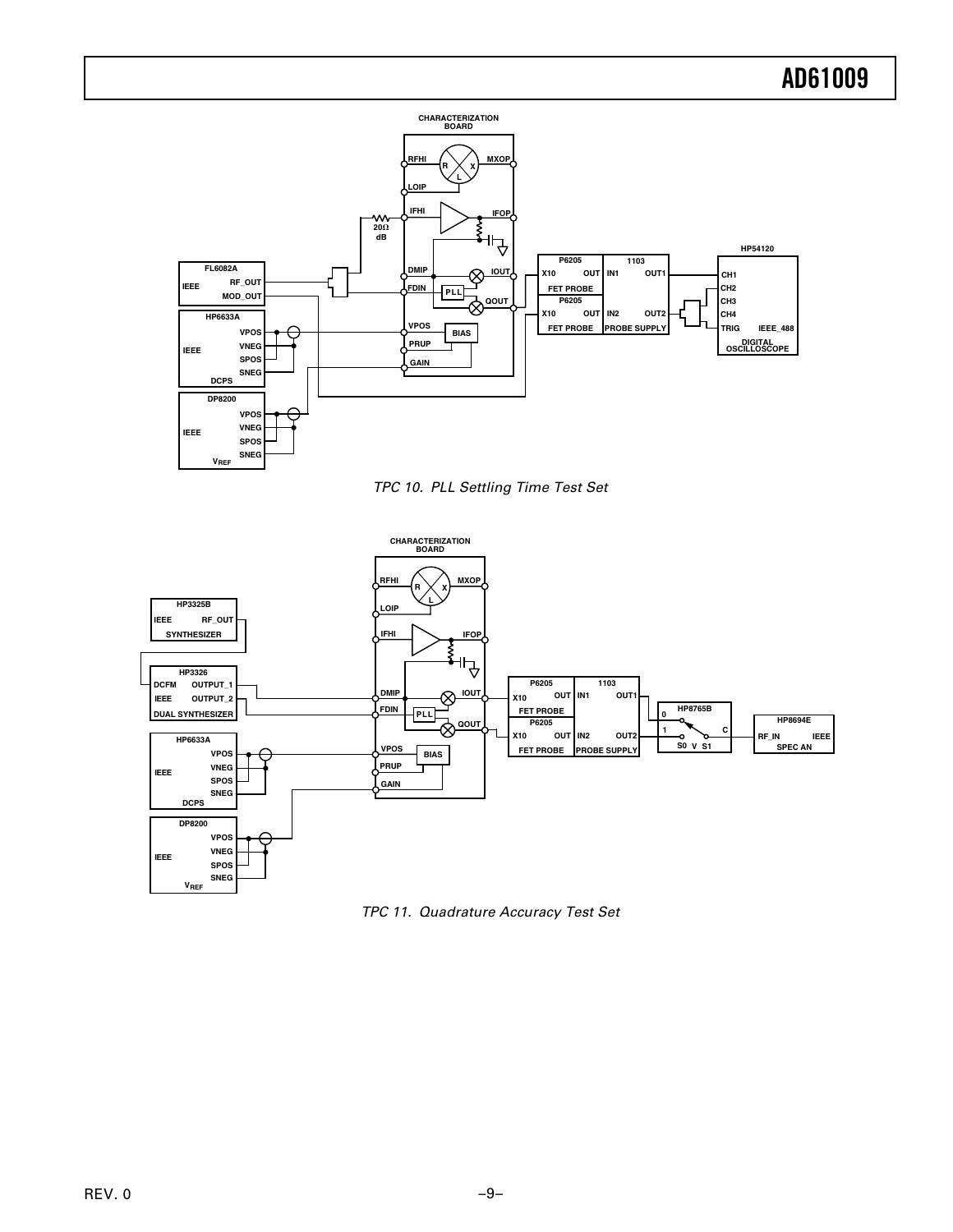TPC 10. PLL Settling Time Test Set

TPC 11. Quadrature Accuracy Test Set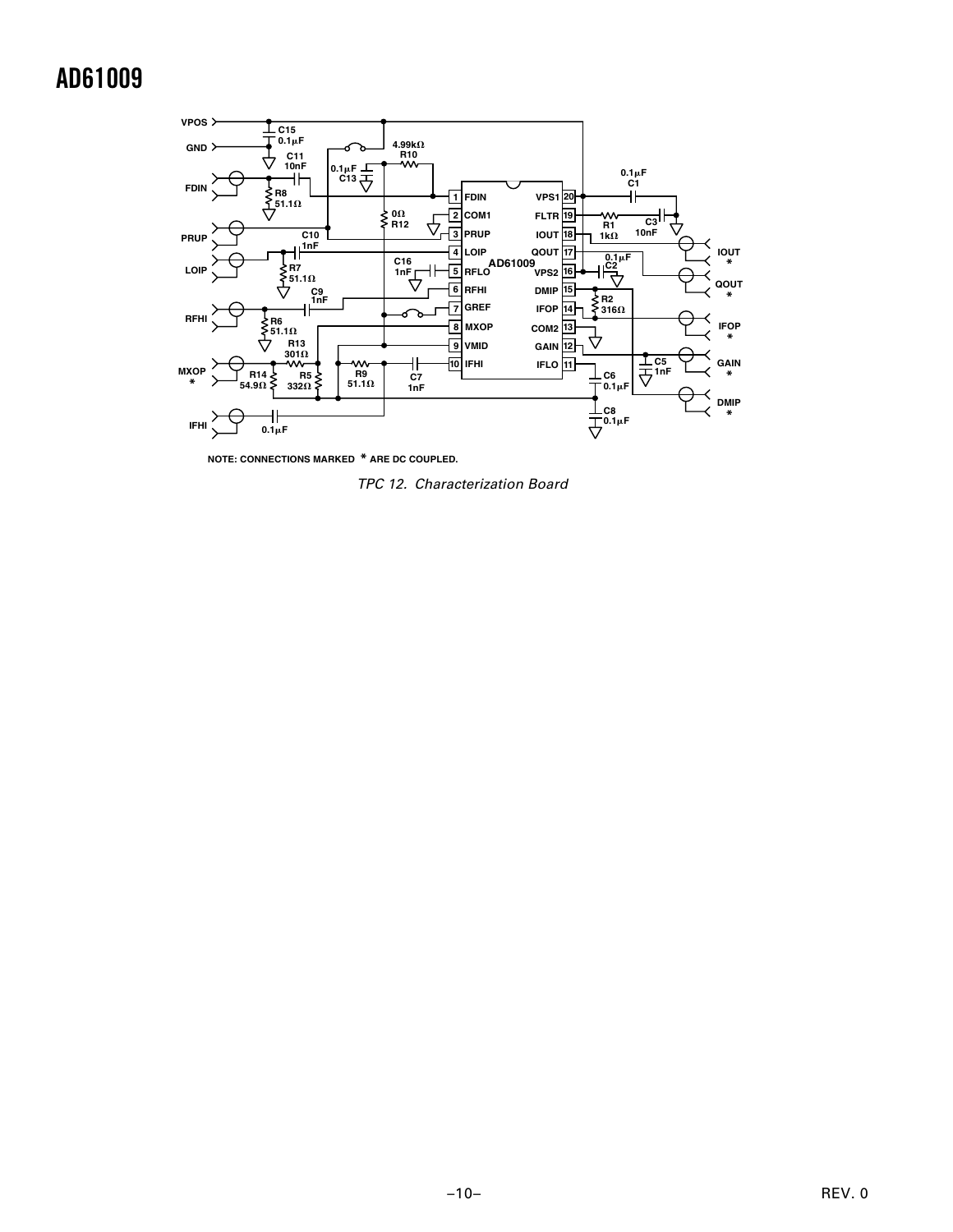NOTE: CONNECTIONS MARKED * ARE DC COUPLED.

*TPC 12. Characterization Board*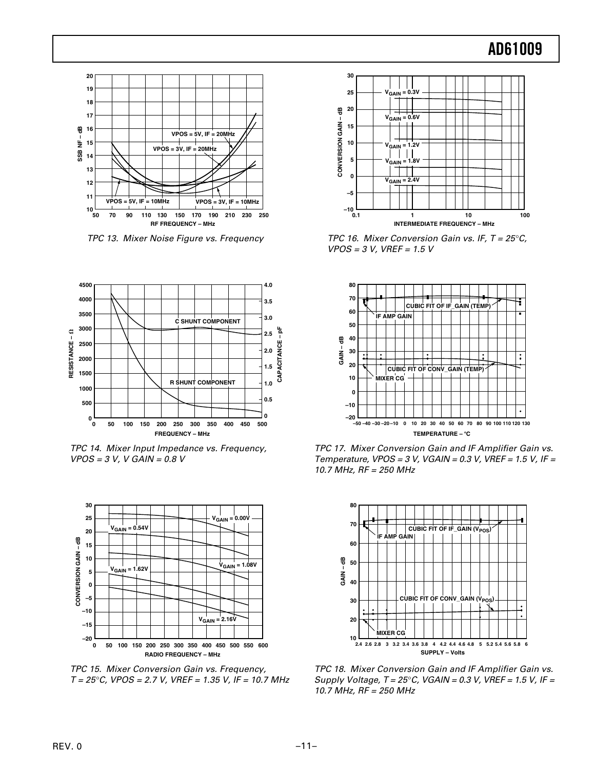TPC 13. Mixer Noise Figure vs. Frequency

TPC 14. Mixer Input Impedance vs. Frequency, VPOS = 3 V, V GAIN = 0.8 V

TPC 15. Mixer Conversion Gain vs. Frequency, T = 25°C, VPOS = 2.7 V, VREF = 1.35 V, IF = 10.7 MHz

TPC 16. Mixer Conversion Gain vs. IF, T = 25°C, VPOS = 3 V, VREF = 1.5 V

TPC 17. Mixer Conversion Gain and IF Amplifier Gain vs. Temperature, VPOS = 3 V, VGAIN = 0.3 V, VREF = 1.5 V, IF = 10.7 MHz, RF = 250 MHz

TPC 18. Mixer Conversion Gain and IF Amplifier Gain vs. Supply Voltage, T = 25°C, VGAIN = 0.3 V, VREF = 1.5 V, IF = 10.7 MHz, RF = 250 MHz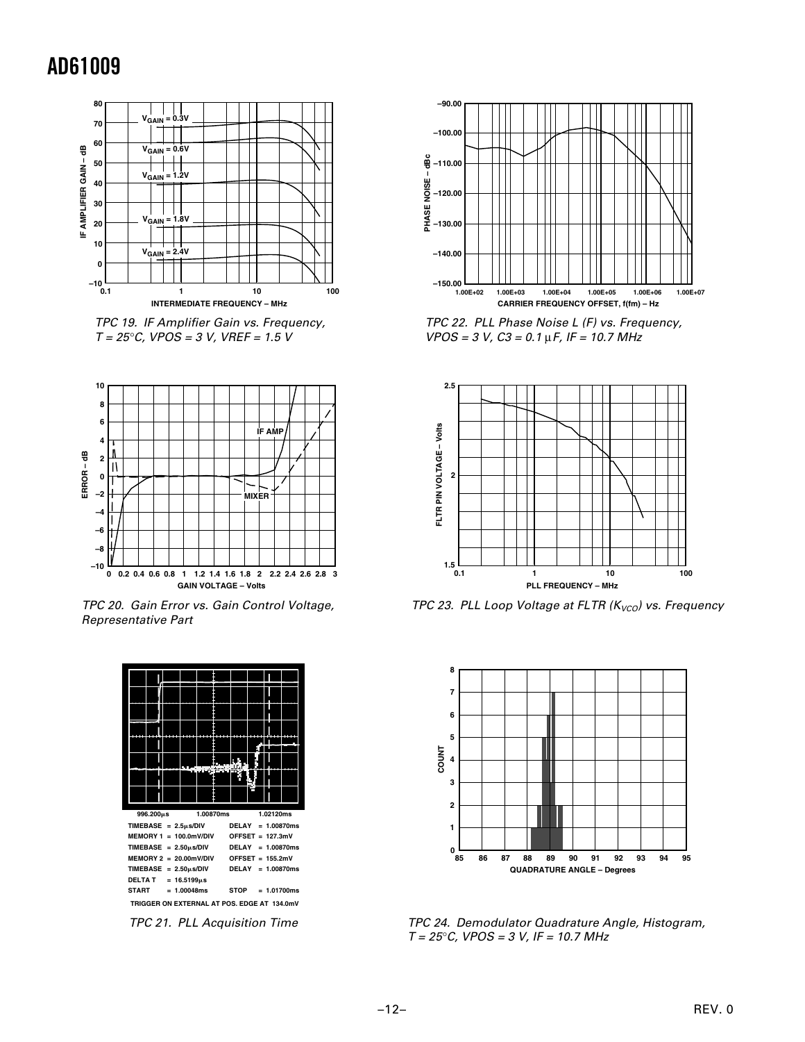TPC 19. IF Amplifier Gain vs. Frequency, T = 25°C, VPOS = 3 V, VREF = 1.5 V

TPC 20. Gain Error vs. Gain Control Voltage, Representative Part

TPC 21. PLL Acquisition Time

TPC 22. PLL Phase Noise L (F) vs. Frequency, VPOS = 3 V, C3 = 0.1 µF, IF = 10.7 MHz

TPC 23. PLL Loop Voltage at FLTR ($K_{VCO}$) vs. Frequency

TPC 24. Demodulator Quadrature Angle, Histogram, T = 25°C, VPOS = 3 V, IF = 10.7 MHz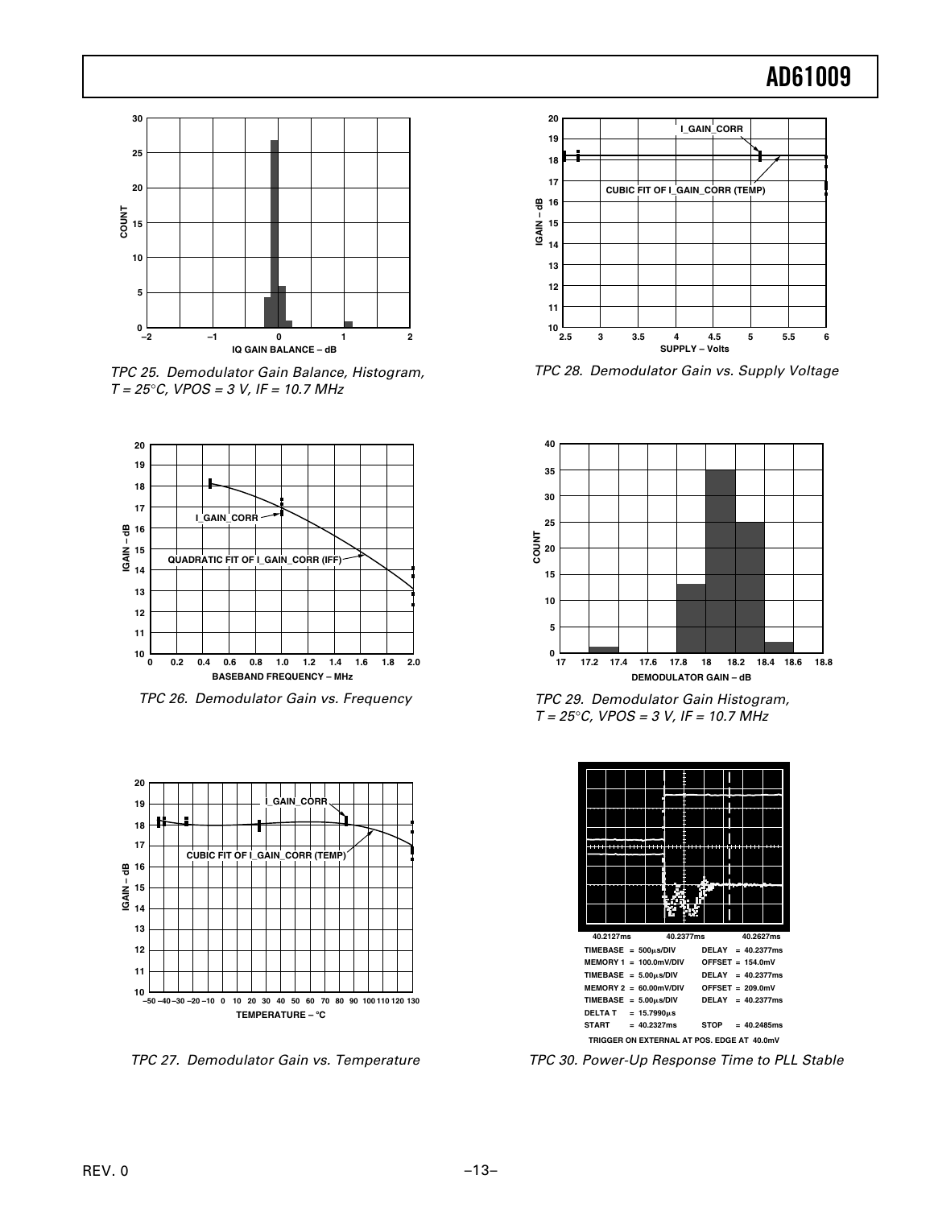TPC 25. Demodulator Gain Balance, Histogram, T = 25°C, VPOS = 3 V, IF = 10.7 MHz

TPC 26. Demodulator Gain vs. Frequency

TPC 27. Demodulator Gain vs. Temperature

TPC 28. Demodulator Gain vs. Supply Voltage

TPC 29. Demodulator Gain Histogram, T = 25°C, VPOS = 3 V, IF = 10.7 MHz

TPC 30. Power-Up Response Time to PLL Stable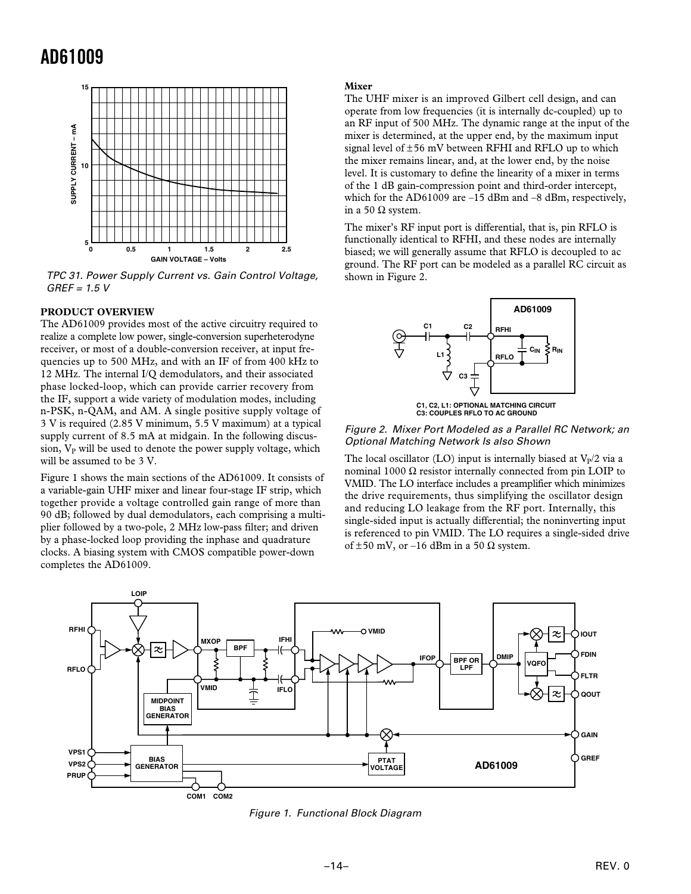TPC 31. Power Supply Current vs. Gain Control Voltage, GREF = 1.5 V

## PRODUCT OVERVIEW

The AD61009 provides most of the active circuitry required to realize a complete low power, single-conversion superheterodyne receiver, or most of a double-conversion receiver, at input frequencies up to 500 MHz, and with an IF of from 400 kHz to 12 MHz. The internal I/Q demodulators, and their associated phase locked-loop, which can provide carrier recovery from the IF, support a wide variety of modulation modes, including n-PSK, n-QAM, and AM. A single positive supply voltage of 3 V is required (2.85 V minimum, 5.5 V maximum) at a typical supply current of 8.5 mA at midgain. In the following discussion, $V_P$ will be used to denote the power supply voltage, which will be assumed to be 3 V.

Figure 1 shows the main sections of the AD61009. It consists of a variable-gain UHF mixer and linear four-stage IF strip, which together provide a voltage controlled gain range of more than 90 dB; followed by dual demodulators, each comprising a multiplier followed by a two-pole, 2 MHz low-pass filter; and driven by a phase-locked loop providing the inphase and quadrature clocks. A biasing system with CMOS compatible power-down completes the AD61009.

### Mixer

The UHF mixer is an improved Gilbert cell design, and can operate from low frequencies (it is internally dc-coupled) up to an RF input of 500 MHz. The dynamic range at the input of the mixer is determined, at the upper end, by the maximum input signal level of ±56 mV between RFHI and RFLO up to which the mixer remains linear, and, at the lower end, by the noise level. It is customary to define the linearity of a mixer in terms of the 1 dB gain-compression point and third-order intercept, which for the AD61009 are –15 dBm and –8 dBm, respectively, in a 50 Ω system.

The mixer's RF input port is differential, that is, pin RFLO is functionally identical to RFHI, and these nodes are internally biased; we will generally assume that RFLO is decoupled to ac ground. The RF port can be modeled as a parallel RC circuit as shown in Figure 2.

C1, C2, L1: OPTIONAL MATCHING CIRCUIT
C3: COUPLES RFLO TO AC GROUND

Figure 2. Mixer Port Modeled as a Parallel RC Network; an Optional Matching Network Is also Shown

The local oscillator (LO) input is internally biased at $V_P/2$ via a nominal 1000 Ω resistor internally connected from pin LOIP to VMID. The LO interface includes a preamplifier which minimizes the drive requirements, thus simplifying the oscillator design and reducing LO leakage from the RF port. Internally, this single-sided input is actually differential; the noninverting input is referenced to pin VMID. The LO requires a single-sided drive of ±50 mV, or –16 dBm in a 50 Ω system.

Figure 1. Functional Block Diagram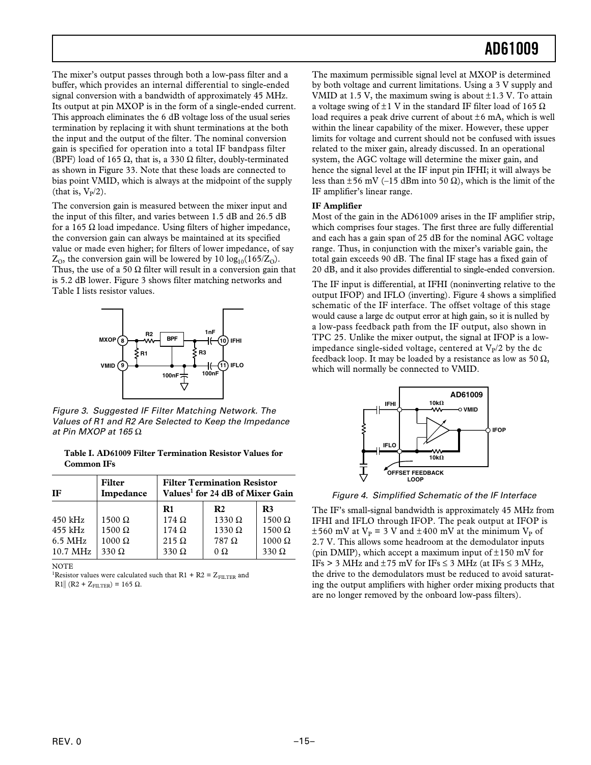The mixer's output passes through both a low-pass filter and a buffer, which provides an internal differential to single-ended signal conversion with a bandwidth of approximately 45 MHz. Its output at pin MXOP is in the form of a single-ended current. This approach eliminates the 6 dB voltage loss of the usual series termination by replacing it with shunt terminations at the both the input and the output of the filter. The nominal conversion gain is specified for operation into a total IF bandpass filter (BPF) load of 165 Ω, that is, a 330 Ω filter, doubly-terminated as shown in Figure 33. Note that these loads are connected to bias point VMID, which is always at the midpoint of the supply (that is, $V_P/2$).

The conversion gain is measured between the mixer input and the input of this filter, and varies between 1.5 dB and 26.5 dB for a 165 Ω load impedance. Using filters of higher impedance, the conversion gain can always be maintained at its specified value or made even higher; for filters of lower impedance, of say $Z_O$, the conversion gain will be lowered by $10 \log_{10}(165/Z_O)$. Thus, the use of a 50 Ω filter will result in a conversion gain that is 5.2 dB lower. Figure 3 shows filter matching networks and Table I lists resistor values.

*Figure 3. Suggested IF Filter Matching Network. The Values of R1 and R2 Are Selected to Keep the Impedance at Pin MXOP at 165 Ω*

**Table I. AD61009 Filter Termination Resistor Values for Common IFs**

| IF | Filter Impedance | Filter Termination Resistor Values[1] for 24 dB of Mixer Gain | | |
|---|---|---|---|---|
| | | **R1** | **R2** | **R3** |
| 450 kHz | 1500 Ω | 174 Ω | 1330 Ω | 1500 Ω |
| 455 kHz | 1500 Ω | 174 Ω | 1330 Ω | 1500 Ω |
| 6.5 MHz | 1000 Ω | 215 Ω | 787 Ω | 1000 Ω |
| 10.7 MHz | 330 Ω | 330 Ω | 0 Ω | 330 Ω |

NOTE

[1]Resistor values were calculated such that $R1 + R2 = Z_{FILTER}$ and $R1 \| (R2 + Z_{FILTER}) = 165\ \Omega$.

The maximum permissible signal level at MXOP is determined by both voltage and current limitations. Using a 3 V supply and VMID at 1.5 V, the maximum swing is about ±1.3 V. To attain a voltage swing of ±1 V in the standard IF filter load of 165 Ω load requires a peak drive current of about ±6 mA, which is well within the linear capability of the mixer. However, these upper limits for voltage and current should not be confused with issues related to the mixer gain, already discussed. In an operational system, the AGC voltage will determine the mixer gain, and hence the signal level at the IF input pin IFHI; it will always be less than ±56 mV (–15 dBm into 50 Ω), which is the limit of the IF amplifier's linear range.

**IF Amplifier**

Most of the gain in the AD61009 arises in the IF amplifier strip, which comprises four stages. The first three are fully differential and each has a gain span of 25 dB for the nominal AGC voltage range. Thus, in conjunction with the mixer's variable gain, the total gain exceeds 90 dB. The final IF stage has a fixed gain of 20 dB, and it also provides differential to single-ended conversion.

The IF input is differential, at IFHI (noninverting relative to the output IFOP) and IFLO (inverting). Figure 4 shows a simplified schematic of the IF interface. The offset voltage of this stage would cause a large dc output error at high gain, so it is nulled by a low-pass feedback path from the IF output, also shown in TPC 25. Unlike the mixer output, the signal at IFOP is a low-impedance single-sided voltage, centered at $V_P/2$ by the dc feedback loop. It may be loaded by a resistance as low as 50 Ω, which will normally be connected to VMID.

*Figure 4. Simplified Schematic of the IF Interface*

The IF's small-signal bandwidth is approximately 45 MHz from IFHI and IFLO through IFOP. The peak output at IFOP is ±560 mV at $V_P$ = 3 V and ±400 mV at the minimum $V_P$ of 2.7 V. This allows some headroom at the demodulator inputs (pin DMIP), which accept a maximum input of ±150 mV for IFs > 3 MHz and ±75 mV for IFs ≤ 3 MHz (at IFs ≤ 3 MHz, the drive to the demodulators must be reduced to avoid saturating the output amplifiers with higher order mixing products that are no longer removed by the onboard low-pass filters).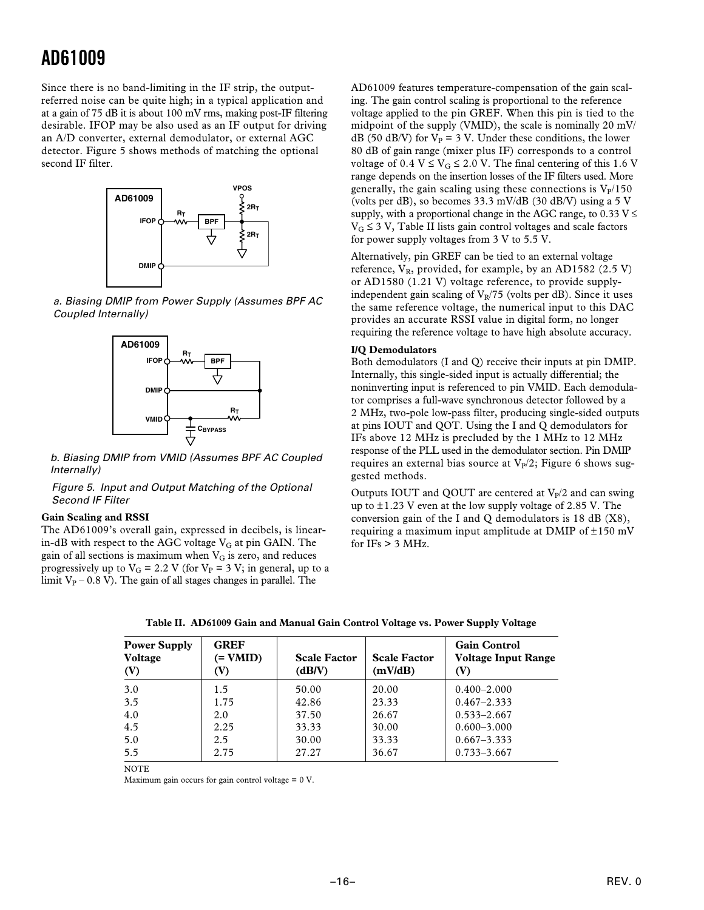Since there is no band-limiting in the IF strip, the output-referred noise can be quite high; in a typical application and at a gain of 75 dB it is about 100 mV rms, making post-IF filtering desirable. IFOP may be also used as an IF output for driving an A/D converter, external demodulator, or external AGC detector. Figure 5 shows methods of matching the optional second IF filter.

*a. Biasing DMIP from Power Supply (Assumes BPF AC Coupled Internally)*

*b. Biasing DMIP from VMID (Assumes BPF AC Coupled Internally)*

*Figure 5. Input and Output Matching of the Optional Second IF Filter*

**Gain Scaling and RSSI**

The AD61009's overall gain, expressed in decibels, is linear-in-dB with respect to the AGC voltage $V_G$ at pin GAIN. The gain of all sections is maximum when $V_G$ is zero, and reduces progressively up to $V_G$ = 2.2 V (for $V_P$ = 3 V; in general, up to a limit $V_P$ – 0.8 V). The gain of all stages changes in parallel. The AD61009 features temperature-compensation of the gain scaling. The gain control scaling is proportional to the reference voltage applied to the pin GREF. When this pin is tied to the midpoint of the supply (VMID), the scale is nominally 20 mV/dB (50 dB/V) for $V_P$ = 3 V. Under these conditions, the lower 80 dB of gain range (mixer plus IF) corresponds to a control voltage of 0.4 V ≤ $V_G$ ≤ 2.0 V. The final centering of this 1.6 V range depends on the insertion losses of the IF filters used. More generally, the gain scaling using these connections is $V_P$/150 (volts per dB), so becomes 33.3 mV/dB (30 dB/V) using a 5 V supply, with a proportional change in the AGC range, to 0.33 V ≤ $V_G$ ≤ 3 V, Table II lists gain control voltages and scale factors for power supply voltages from 3 V to 5.5 V.

Alternatively, pin GREF can be tied to an external voltage reference, $V_R$, provided, for example, by an AD1582 (2.5 V) or AD1580 (1.21 V) voltage reference, to provide supply-independent gain scaling of $V_R$/75 (volts per dB). Since it uses the same reference voltage, the numerical input to this DAC provides an accurate RSSI value in digital form, no longer requiring the reference voltage to have high absolute accuracy.

**I/Q Demodulators**

Both demodulators (I and Q) receive their inputs at pin DMIP. Internally, this single-sided input is actually differential; the noninverting input is referenced to pin VMID. Each demodulator comprises a full-wave synchronous detector followed by a 2 MHz, two-pole low-pass filter, producing single-sided outputs at pins IOUT and QOT. Using the I and Q demodulators for IFs above 12 MHz is precluded by the 1 MHz to 12 MHz response of the PLL used in the demodulator section. Pin DMIP requires an external bias source at $V_P$/2; Figure 6 shows suggested methods.

Outputs IOUT and QOUT are centered at $V_P$/2 and can swing up to ±1.23 V even at the low supply voltage of 2.85 V. The conversion gain of the I and Q demodulators is 18 dB (X8), requiring a maximum input amplitude at DMIP of ±150 mV for IFs > 3 MHz.

**Table II. AD61009 Gain and Manual Gain Control Voltage vs. Power Supply Voltage**

| Power Supply Voltage (V) | GREF (= VMID) (V) | Scale Factor (dB/V) | Scale Factor (mV/dB) | Gain Control Voltage Input Range (V) |
|---|---|---|---|---|
| 3.0 | 1.5 | 50.00 | 20.00 | 0.400–2.000 |
| 3.5 | 1.75 | 42.86 | 23.33 | 0.467–2.333 |
| 4.0 | 2.0 | 37.50 | 26.67 | 0.533–2.667 |
| 4.5 | 2.25 | 33.33 | 30.00 | 0.600–3.000 |
| 5.0 | 2.5 | 30.00 | 33.33 | 0.667–3.333 |
| 5.5 | 2.75 | 27.27 | 36.67 | 0.733–3.667 |

NOTE

Maximum gain occurs for gain control voltage = 0 V.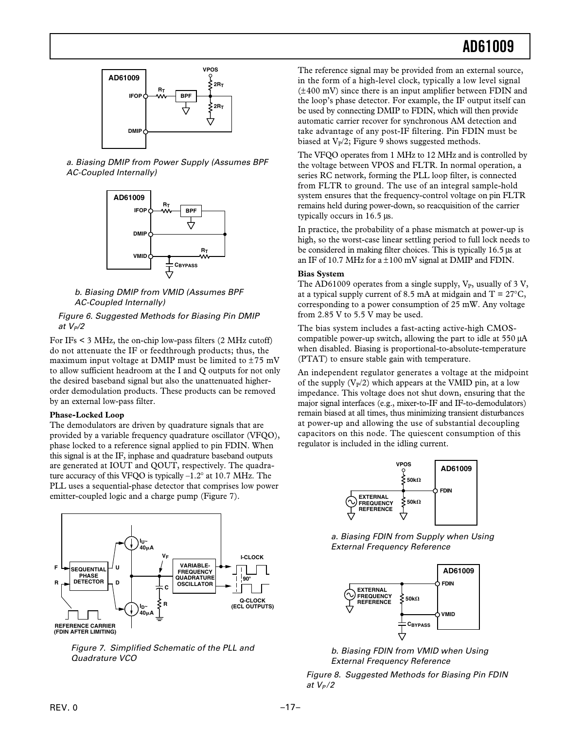a. Biasing DMIP from Power Supply (Assumes BPF AC-Coupled Internally)

b. Biasing DMIP from VMID (Assumes BPF AC-Coupled Internally)

*Figure 6. Suggested Methods for Biasing Pin DMIP at $V_P/2$*

For IFs < 3 MHz, the on-chip low-pass filters (2 MHz cutoff) do not attenuate the IF or feedthrough products; thus, the maximum input voltage at DMIP must be limited to ±75 mV to allow sufficient headroom at the I and Q outputs for not only the desired baseband signal but also the unattenuated higher-order demodulation products. These products can be removed by an external low-pass filter.

**Phase-Locked Loop**

The demodulators are driven by quadrature signals that are provided by a variable frequency quadrature oscillator (VFQO), phase locked to a reference signal applied to pin FDIN. When this signal is at the IF, inphase and quadrature baseband outputs are generated at IOUT and QOUT, respectively. The quadrature accuracy of this VFQO is typically –1.2° at 10.7 MHz. The PLL uses a sequential-phase detector that comprises low power emitter-coupled logic and a charge pump (Figure 7).

*Figure 7. Simplified Schematic of the PLL and Quadrature VCO*

The reference signal may be provided from an external source, in the form of a high-level clock, typically a low level signal (±400 mV) since there is an input amplifier between FDIN and the loop's phase detector. For example, the IF output itself can be used by connecting DMIP to FDIN, which will then provide automatic carrier recover for synchronous AM detection and take advantage of any post-IF filtering. Pin FDIN must be biased at $V_P/2$; Figure 9 shows suggested methods.

The VFQO operates from 1 MHz to 12 MHz and is controlled by the voltage between VPOS and FLTR. In normal operation, a series RC network, forming the PLL loop filter, is connected from FLTR to ground. The use of an integral sample-hold system ensures that the frequency-control voltage on pin FLTR remains held during power-down, so reacquisition of the carrier typically occurs in 16.5 µs.

In practice, the probability of a phase mismatch at power-up is high, so the worst-case linear settling period to full lock needs to be considered in making filter choices. This is typically 16.5 µs at an IF of 10.7 MHz for a ±100 mV signal at DMIP and FDIN.

**Bias System**

The AD61009 operates from a single supply, $V_P$, usually of 3 V, at a typical supply current of 8.5 mA at midgain and T = 27°C, corresponding to a power consumption of 25 mW. Any voltage from 2.85 V to 5.5 V may be used.

The bias system includes a fast-acting active-high CMOS-compatible power-up switch, allowing the part to idle at 550 µA when disabled. Biasing is proportional-to-absolute-temperature (PTAT) to ensure stable gain with temperature.

An independent regulator generates a voltage at the midpoint of the supply ($V_P/2$) which appears at the VMID pin, at a low impedance. This voltage does not shut down, ensuring that the major signal interfaces (e.g., mixer-to-IF and IF-to-demodulators) remain biased at all times, thus minimizing transient disturbances at power-up and allowing the use of substantial decoupling capacitors on this node. The quiescent consumption of this regulator is included in the idling current.

a. Biasing FDIN from Supply when Using External Frequency Reference

b. Biasing FDIN from VMID when Using External Frequency Reference

*Figure 8. Suggested Methods for Biasing Pin FDIN at $V_P/2$*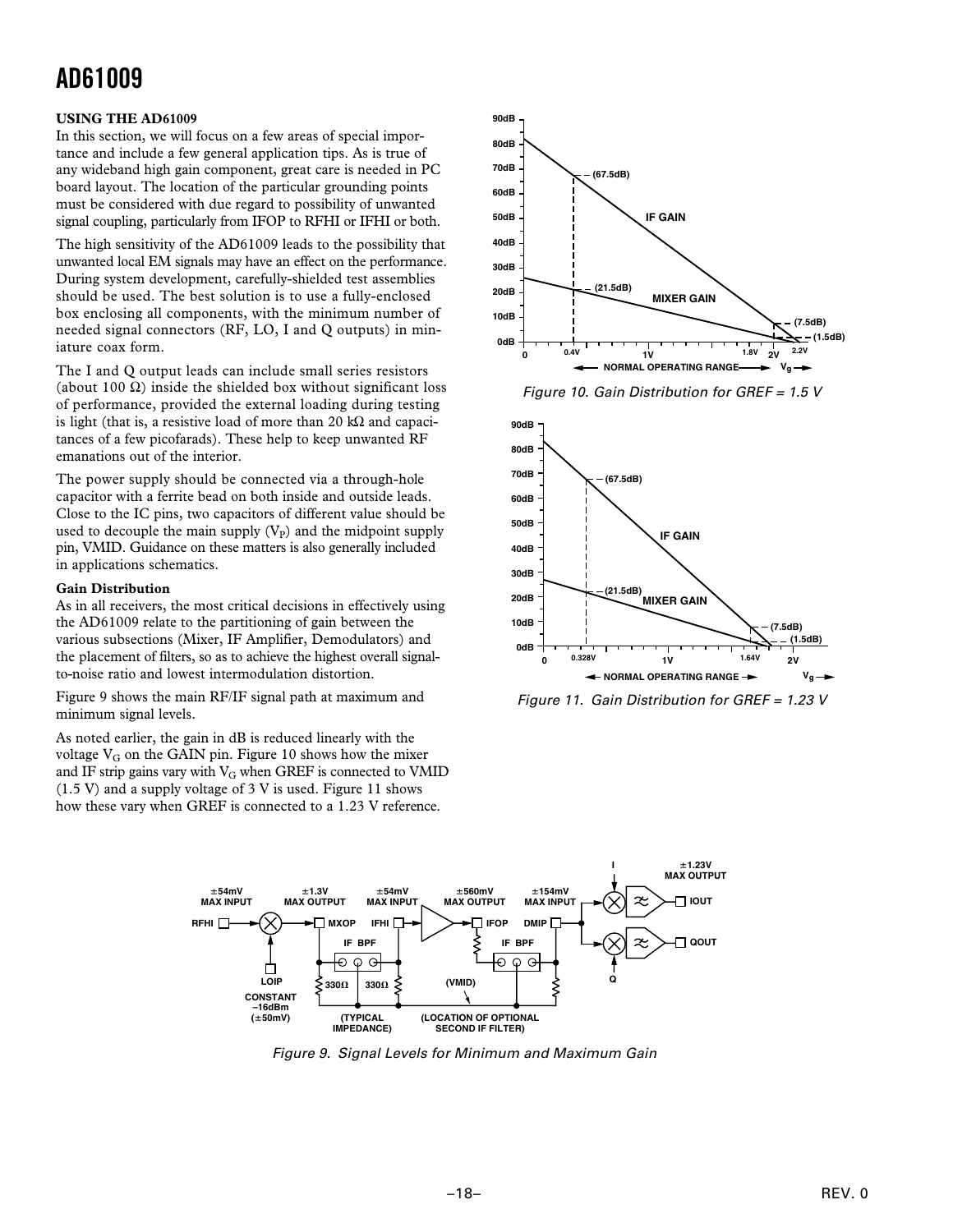## USING THE AD61009

In this section, we will focus on a few areas of special importance and include a few general application tips. As is true of any wideband high gain component, great care is needed in PC board layout. The location of the particular grounding points must be considered with due regard to possibility of unwanted signal coupling, particularly from IFOP to RFHI or IFHI or both.

The high sensitivity of the AD61009 leads to the possibility that unwanted local EM signals may have an effect on the performance. During system development, carefully-shielded test assemblies should be used. The best solution is to use a fully-enclosed box enclosing all components, with the minimum number of needed signal connectors (RF, LO, I and Q outputs) in miniature coax form.

The I and Q output leads can include small series resistors (about 100 Ω) inside the shielded box without significant loss of performance, provided the external loading during testing is light (that is, a resistive load of more than 20 kΩ and capacitances of a few picofarads). These help to keep unwanted RF emanations out of the interior.

The power supply should be connected via a through-hole capacitor with a ferrite bead on both inside and outside leads. Close to the IC pins, two capacitors of different value should be used to decouple the main supply ($V_P$) and the midpoint supply pin, VMID. Guidance on these matters is also generally included in applications schematics.

### Gain Distribution

As in all receivers, the most critical decisions in effectively using the AD61009 relate to the partitioning of gain between the various subsections (Mixer, IF Amplifier, Demodulators) and the placement of filters, so as to achieve the highest overall signal-to-noise ratio and lowest intermodulation distortion.

Figure 9 shows the main RF/IF signal path at maximum and minimum signal levels.

As noted earlier, the gain in dB is reduced linearly with the voltage $V_G$ on the GAIN pin. Figure 10 shows how the mixer and IF strip gains vary with $V_G$ when GREF is connected to VMID (1.5 V) and a supply voltage of 3 V is used. Figure 11 shows how these vary when GREF is connected to a 1.23 V reference.

*Figure 10. Gain Distribution for GREF = 1.5 V*

*Figure 11. Gain Distribution for GREF = 1.23 V*

*Figure 9. Signal Levels for Minimum and Maximum Gain*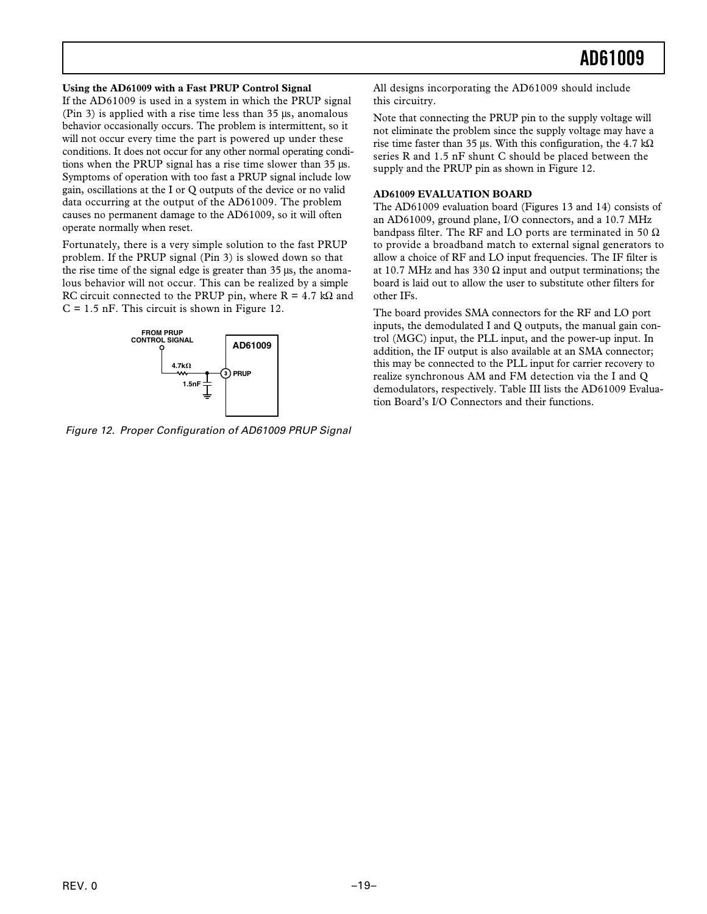**Using the AD61009 with a Fast PRUP Control Signal**

If the AD61009 is used in a system in which the PRUP signal (Pin 3) is applied with a rise time less than 35 µs, anomalous behavior occasionally occurs. The problem is intermittent, so it will not occur every time the part is powered up under these conditions. It does not occur for any other normal operating conditions when the PRUP signal has a rise time slower than 35 µs. Symptoms of operation with too fast a PRUP signal include low gain, oscillations at the I or Q outputs of the device or no valid data occurring at the output of the AD61009. The problem causes no permanent damage to the AD61009, so it will often operate normally when reset.

Fortunately, there is a very simple solution to the fast PRUP problem. If the PRUP signal (Pin 3) is slowed down so that the rise time of the signal edge is greater than 35 µs, the anomalous behavior will not occur. This can be realized by a simple RC circuit connected to the PRUP pin, where R = 4.7 kΩ and C = 1.5 nF. This circuit is shown in Figure 12.

FROM PRUP CONTROL SIGNAL — 4.7kΩ — 3 PRUP (AD61009); 1.5nF to ground

*Figure 12. Proper Configuration of AD61009 PRUP Signal*

All designs incorporating the AD61009 should include this circuitry.

Note that connecting the PRUP pin to the supply voltage will not eliminate the problem since the supply voltage may have a rise time faster than 35 µs. With this configuration, the 4.7 kΩ series R and 1.5 nF shunt C should be placed between the supply and the PRUP pin as shown in Figure 12.

**AD61009 EVALUATION BOARD**

The AD61009 evaluation board (Figures 13 and 14) consists of an AD61009, ground plane, I/O connectors, and a 10.7 MHz bandpass filter. The RF and LO ports are terminated in 50 Ω to provide a broadband match to external signal generators to allow a choice of RF and LO input frequencies. The IF filter is at 10.7 MHz and has 330 Ω input and output terminations; the board is laid out to allow the user to substitute other filters for other IFs.

The board provides SMA connectors for the RF and LO port inputs, the demodulated I and Q outputs, the manual gain control (MGC) input, the PLL input, and the power-up input. In addition, the IF output is also available at an SMA connector; this may be connected to the PLL input for carrier recovery to realize synchronous AM and FM detection via the I and Q demodulators, respectively. Table III lists the AD61009 Evaluation Board's I/O Connectors and their functions.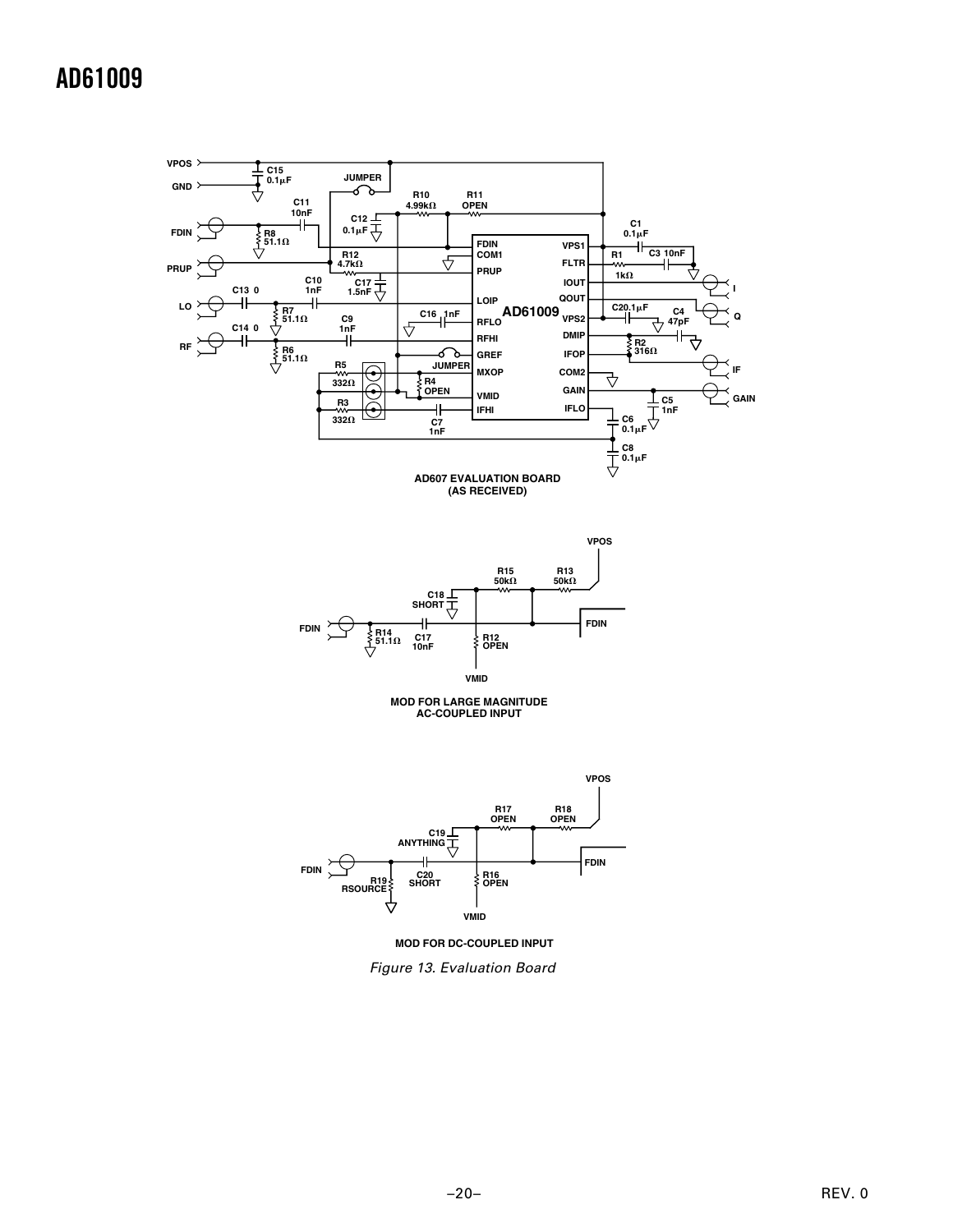AD607 EVALUATION BOARD (AS RECEIVED)

MOD FOR LARGE MAGNITUDE AC-COUPLED INPUT

MOD FOR DC-COUPLED INPUT

*Figure 13. Evaluation Board*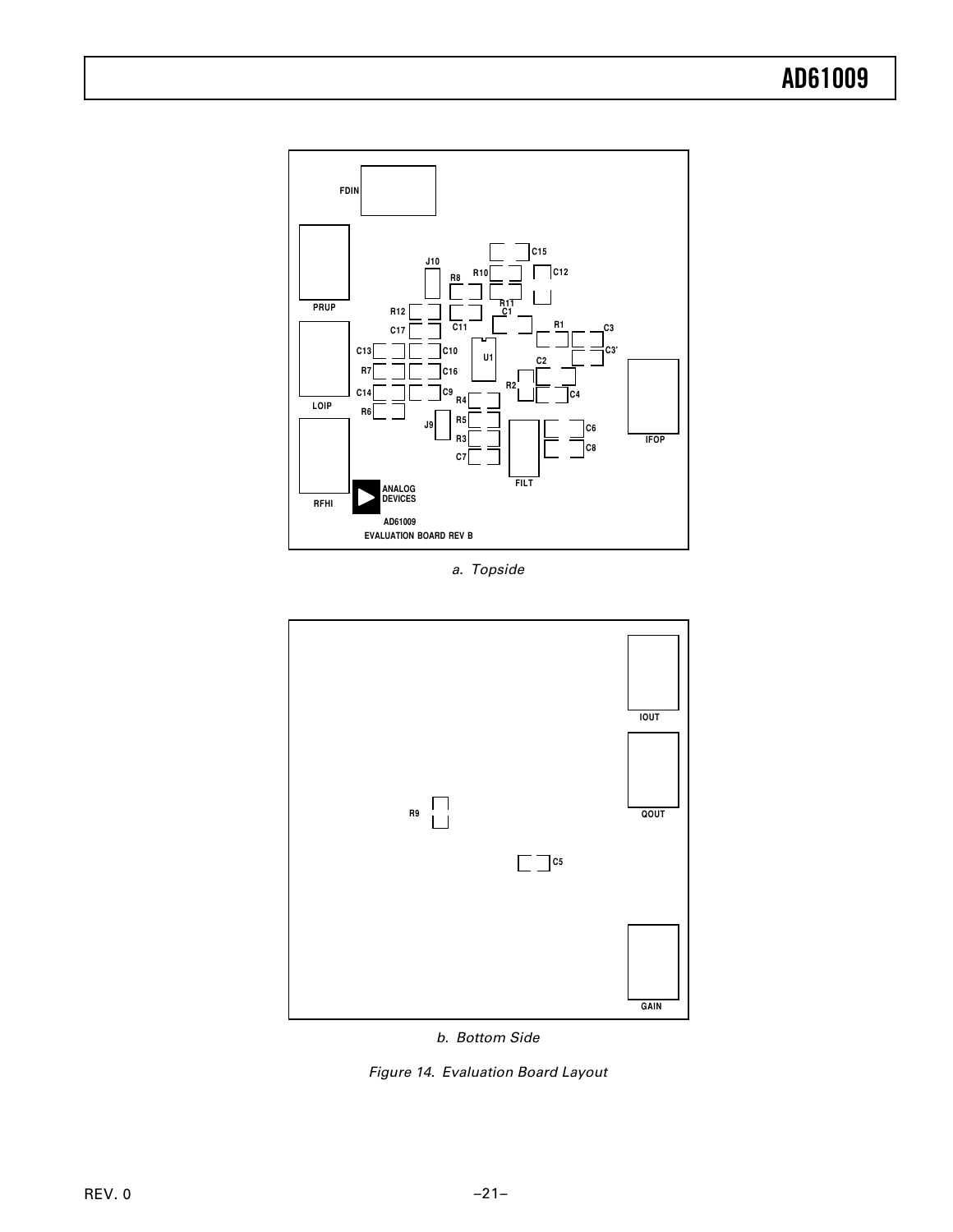FDIN

PRUP

J10

R8

R10

C15

C12

R11

R12

C11

C1

C17

R1

C3

C13

C10

U1

C3'

C2

R7

C16

R2

C4

C14

C9

LOIP

R6

R4

R5

J9

C6

IFOP

R3

C8

C7

FILT

RFHI

ANALOG DEVICES

AD61009

EVALUATION BOARD REV B

*a. Topside*

IOUT

QOUT

R9

C5

GAIN

*b. Bottom Side*

*Figure 14. Evaluation Board Layout*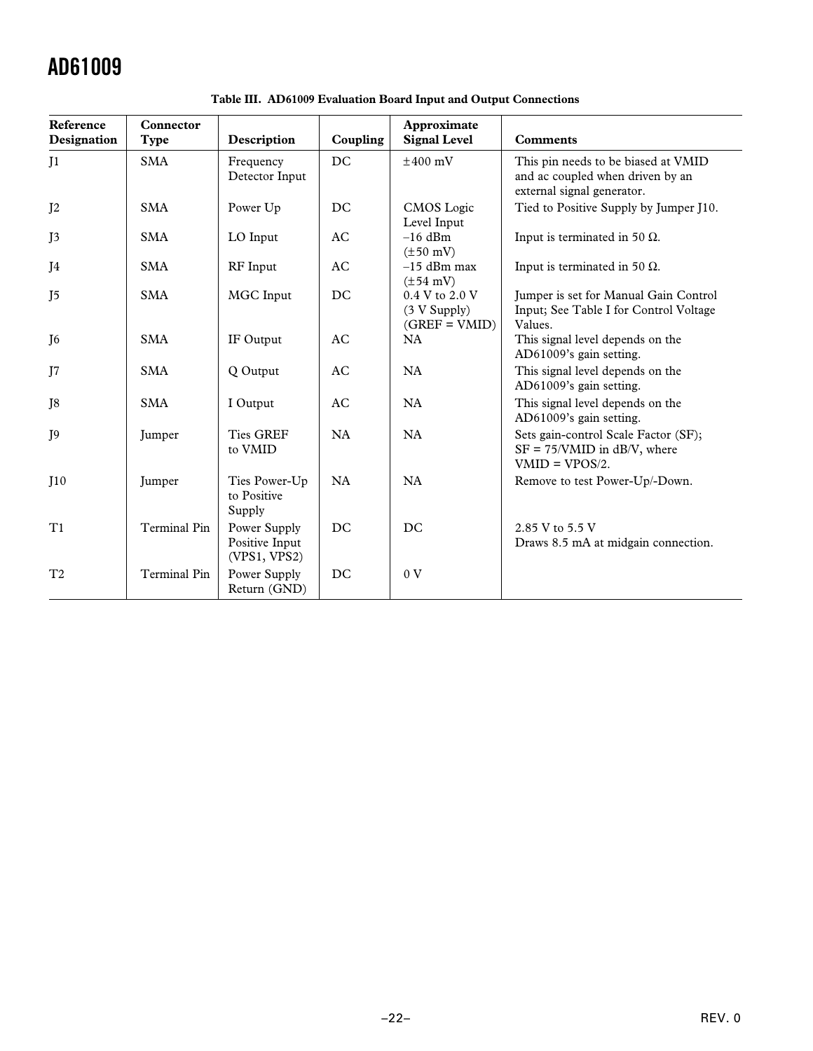**Table III. AD61009 Evaluation Board Input and Output Connections**

| Reference Designation | Connector Type | Description | Coupling | Approximate Signal Level | Comments |
|---|---|---|---|---|---|
| J1 | SMA | Frequency Detector Input | DC | ±400 mV | This pin needs to be biased at VMID and ac coupled when driven by an external signal generator. |
| J2 | SMA | Power Up | DC | CMOS Logic Level Input | Tied to Positive Supply by Jumper J10. |
| J3 | SMA | LO Input | AC | –16 dBm (±50 mV) | Input is terminated in 50 Ω. |
| J4 | SMA | RF Input | AC | –15 dBm max (±54 mV) | Input is terminated in 50 Ω. |
| J5 | SMA | MGC Input | DC | 0.4 V to 2.0 V (3 V Supply) (GREF = VMID) | Jumper is set for Manual Gain Control Input; See Table I for Control Voltage Values. |
| J6 | SMA | IF Output | AC | NA | This signal level depends on the AD61009's gain setting. |
| J7 | SMA | Q Output | AC | NA | This signal level depends on the AD61009's gain setting. |
| J8 | SMA | I Output | AC | NA | This signal level depends on the AD61009's gain setting. |
| J9 | Jumper | Ties GREF to VMID | NA | NA | Sets gain-control Scale Factor (SF); SF = 75/VMID in dB/V, where VMID = VPOS/2. |
| J10 | Jumper | Ties Power-Up to Positive Supply | NA | NA | Remove to test Power-Up/-Down. |
| T1 | Terminal Pin | Power Supply Positive Input (VPS1, VPS2) | DC | DC | 2.85 V to 5.5 V Draws 8.5 mA at midgain connection. |
| T2 | Terminal Pin | Power Supply Return (GND) | DC | 0 V | |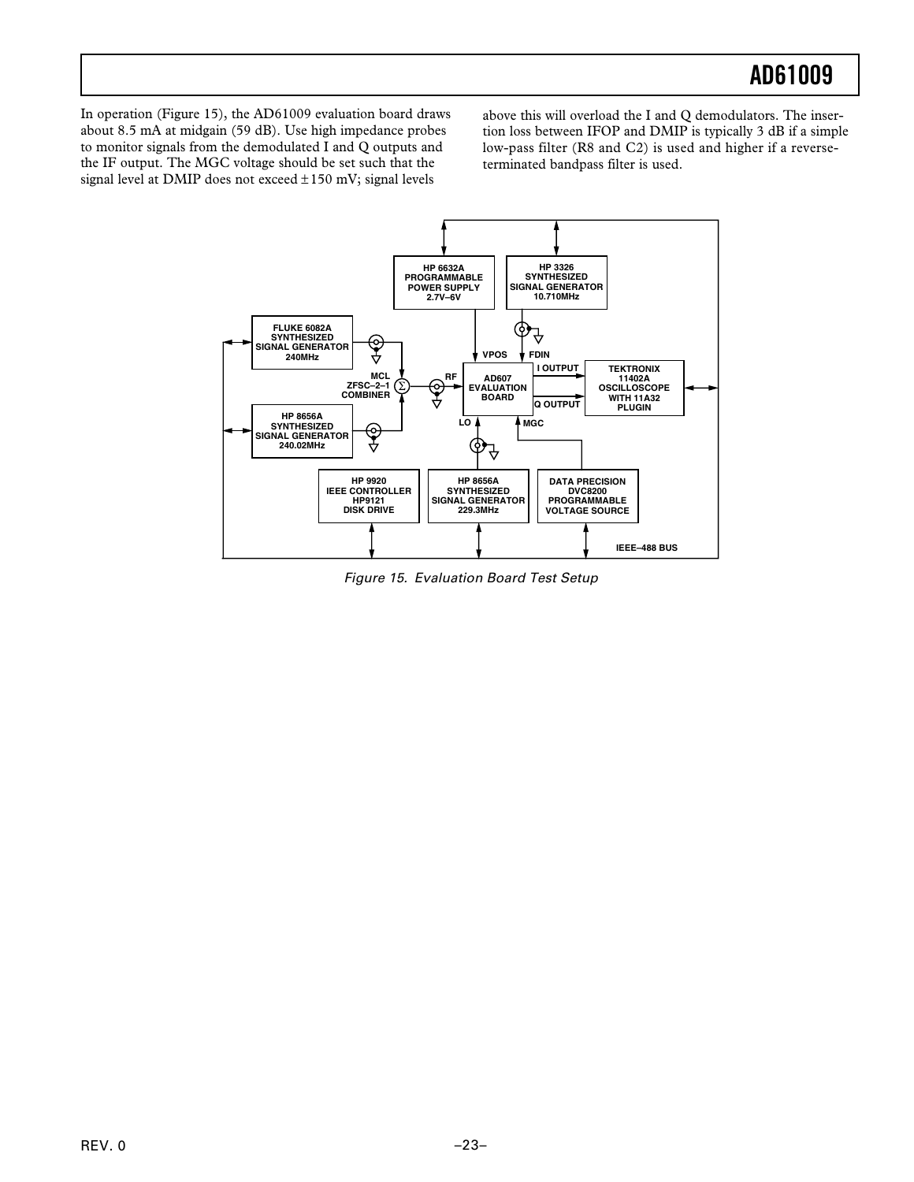In operation (Figure 15), the AD61009 evaluation board draws about 8.5 mA at midgain (59 dB). Use high impedance probes to monitor signals from the demodulated I and Q outputs and the IF output. The MGC voltage should be set such that the signal level at DMIP does not exceed ±150 mV; signal levels above this will overload the I and Q demodulators. The insertion loss between IFOP and DMIP is typically 3 dB if a simple low-pass filter (R8 and C2) is used and higher if a reverse-terminated bandpass filter is used.

Figure 15. Evaluation Board Test Setup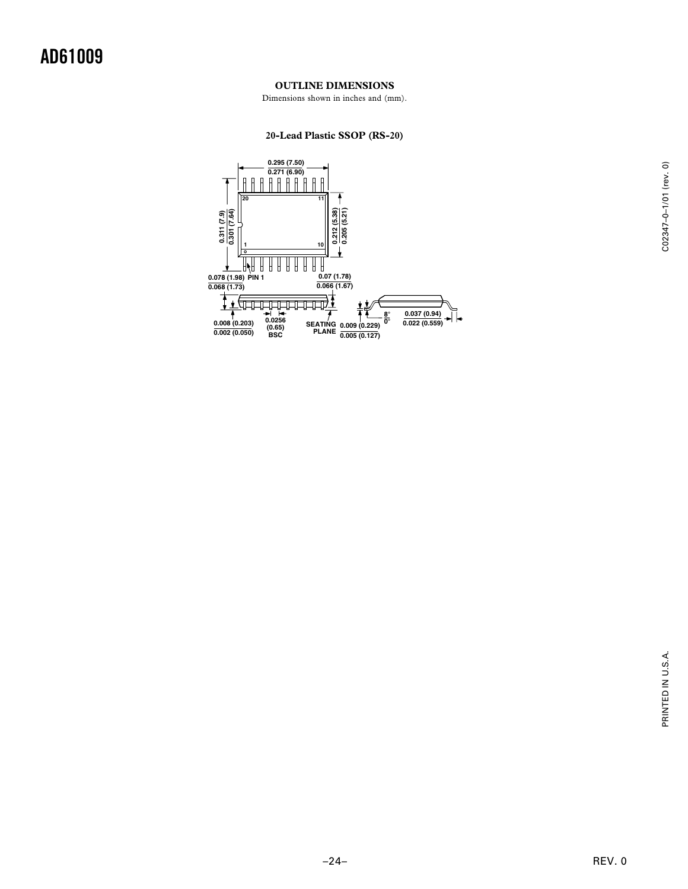## OUTLINE DIMENSIONS

Dimensions shown in inches and (mm).

### 20-Lead Plastic SSOP (RS-20)

0.295 (7.50)
0.271 (6.90)

20
11
1
10

0.311 (7.9)
0.301 (7.64)

0.212 (5.38)
0.205 (5.21)

0.078 (1.98)
0.068 (1.73)
PIN 1

0.07 (1.78)
0.066 (1.67)

0.008 (0.203)
0.002 (0.050)

0.0256
(0.65)
BSC

SEATING
PLANE

0.009 (0.229)
0.005 (0.127)

8°
0°

0.037 (0.94)
0.022 (0.559)

C02347–0–1/01 (rev. 0)

PRINTED IN U.S.A.